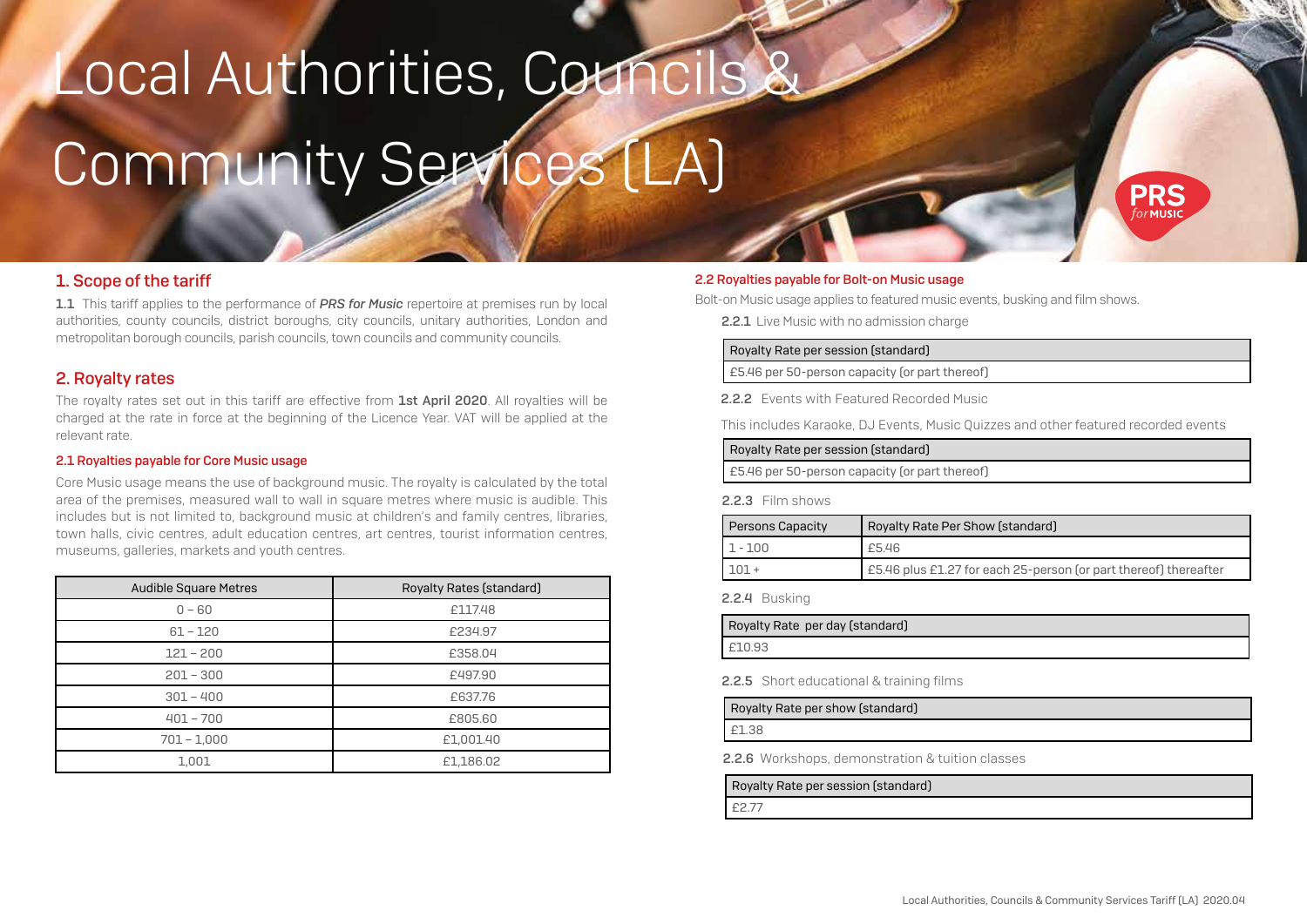# Local Authorities, Councils & Community Services (LA)

## 1. Scope of the tariff

**1.1** This tariff applies to the performance of ***PRS for Music*** repertoire at premises run by local authorities, county councils, district boroughs, city councils, unitary authorities, London and metropolitan borough councils, parish councils, town councils and community councils.

## 2. Royalty rates

The royalty rates set out in this tariff are effective from **1st April 2020**. All royalties will be charged at the rate in force at the beginning of the Licence Year. VAT will be applied at the relevant rate.

### 2.1 Royalties payable for Core Music usage

Core Music usage means the use of background music. The royalty is calculated by the total area of the premises, measured wall to wall in square metres where music is audible. This includes but is not limited to, background music at children's and family centres, libraries, town halls, civic centres, adult education centres, art centres, tourist information centres, museums, galleries, markets and youth centres.

| Audible Square Metres | Royalty Rates (standard) |
|---|---|
| 0 – 60 | £117.48 |
| 61 – 120 | £234.97 |
| 121 – 200 | £358.04 |
| 201 – 300 | £497.90 |
| 301 – 400 | £637.76 |
| 401 – 700 | £805.60 |
| 701 – 1,000 | £1,001.40 |
| 1,001 | £1,186.02 |

### 2.2 Royalties payable for Bolt-on Music usage

Bolt-on Music usage applies to featured music events, busking and film shows.

**2.2.1** Live Music with no admission charge

| Royalty Rate per session (standard) |
|---|
| £5.46 per 50-person capacity (or part thereof) |

**2.2.2** Events with Featured Recorded Music

This includes Karaoke, DJ Events, Music Quizzes and other featured recorded events

| Royalty Rate per session (standard) |
|---|
| £5.46 per 50-person capacity (or part thereof) |

**2.2.3** Film shows

| Persons Capacity | Royalty Rate Per Show (standard) |
|---|---|
| 1 - 100 | £5.46 |
| 101 + | £5.46 plus £1.27 for each 25-person (or part thereof) thereafter |

**2.2.4** Busking

| Royalty Rate per day (standard) |
|---|
| £10.93 |

**2.2.5** Short educational & training films

| Royalty Rate per show (standard) |
|---|
| £1.38 |

**2.2.6** Workshops, demonstration & tuition classes

| Royalty Rate per session (standard) |
|---|
| £2.77 |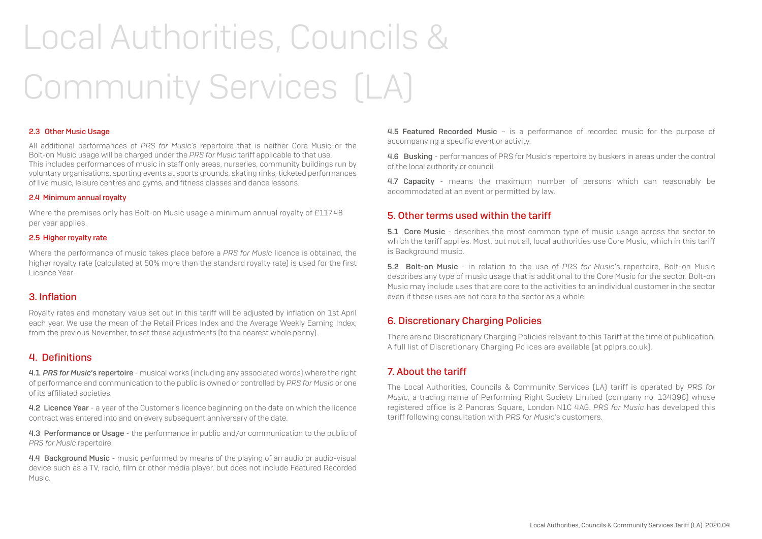# Local Authorities, Councils & Community Services (LA)

#### 2.3 Other Music Usage

All additional performances of *PRS for Music*'s repertoire that is neither Core Music or the Bolt-on Music usage will be charged under the *PRS for Music* tariff applicable to that use. This includes performances of music in staff only areas, nurseries, community buildings run by voluntary organisations, sporting events at sports grounds, skating rinks, ticketed performances of live music, leisure centres and gyms, and fitness classes and dance lessons.

#### 2.4 Minimum annual royalty

Where the premises only has Bolt-on Music usage a minimum annual royalty of £117.48 per year applies.

#### 2.5 Higher royalty rate

Where the performance of music takes place before a *PRS for Music* licence is obtained, the higher royalty rate (calculated at 50% more than the standard royalty rate) is used for the first Licence Year.

## 3. Inflation

Royalty rates and monetary value set out in this tariff will be adjusted by inflation on 1st April each year. We use the mean of the Retail Prices Index and the Average Weekly Earning Index, from the previous November, to set these adjustments (to the nearest whole penny).

## 4. Definitions

**4.1 *PRS for Music*'s repertoire** - musical works (including any associated words) where the right of performance and communication to the public is owned or controlled by *PRS for Music* or one of its affiliated societies.

**4.2 Licence Year** - a year of the Customer's licence beginning on the date on which the licence contract was entered into and on every subsequent anniversary of the date.

**4.3 Performance or Usage** - the performance in public and/or communication to the public of *PRS for Music* repertoire.

**4.4 Background Music** - music performed by means of the playing of an audio or audio-visual device such as a TV, radio, film or other media player, but does not include Featured Recorded Music.

**4.5 Featured Recorded Music** – is a performance of recorded music for the purpose of accompanying a specific event or activity.

**4.6 Busking** - performances of PRS for Music's repertoire by buskers in areas under the control of the local authority or council.

**4.7 Capacity** - means the maximum number of persons which can reasonably be accommodated at an event or permitted by law.

## 5. Other terms used within the tariff

**5.1 Core Music** - describes the most common type of music usage across the sector to which the tariff applies. Most, but not all, local authorities use Core Music, which in this tariff is Background music.

**5.2 Bolt-on Music** - in relation to the use of *PRS for Music*'s repertoire, Bolt-on Music describes any type of music usage that is additional to the Core Music for the sector. Bolt-on Music may include uses that are core to the activities to an individual customer in the sector even if these uses are not core to the sector as a whole.

## 6. Discretionary Charging Policies

There are no Discretionary Charging Policies relevant to this Tariff at the time of publication. A full list of Discretionary Charging Polices are available [at pplprs.co.uk].

## 7. About the tariff

The Local Authorities, Councils & Community Services (LA) tariff is operated by *PRS for Music*, a trading name of Performing Right Society Limited (company no. 134396) whose registered office is 2 Pancras Square, London N1C 4AG. *PRS for Music* has developed this tariff following consultation with *PRS for Music*'s customers.